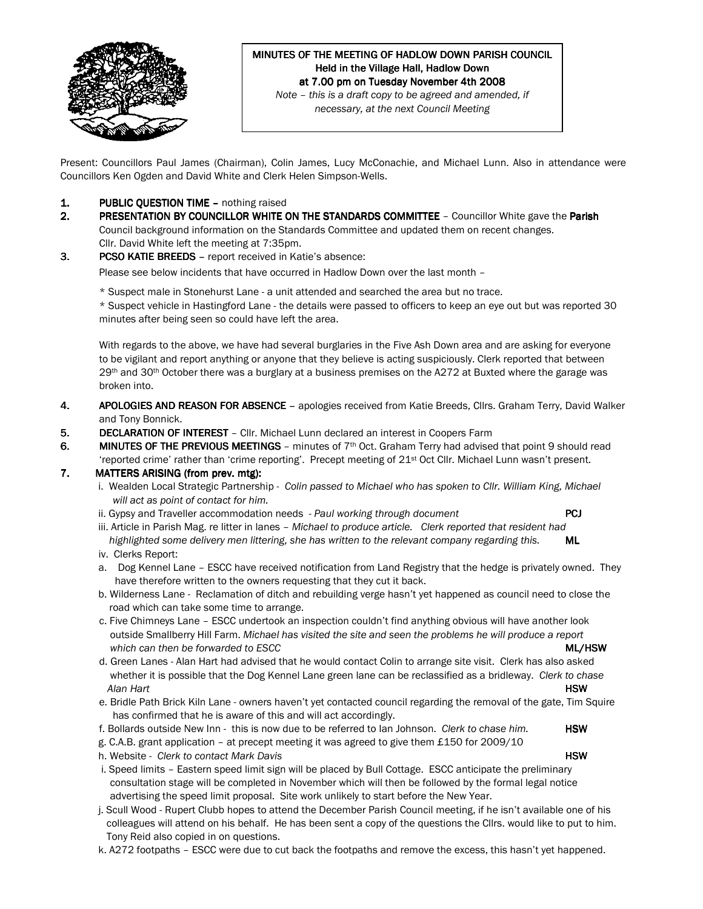**MINUTES OF THE MEETING OF HADLOW DOWN PARISH COUNCIL**
**Held in the Village Hall, Hadlow Down**
**at 7.00 pm on Tuesday November 4th 2008**

*Note – this is a draft copy to be agreed and amended, if necessary, at the next Council Meeting*

Present: Councillors Paul James (Chairman), Colin James, Lucy McConachie, and Michael Lunn. Also in attendance were Councillors Ken Ogden and David White and Clerk Helen Simpson-Wells.

1. **PUBLIC QUESTION TIME –** nothing raised
2. **PRESENTATION BY COUNCILLOR WHITE ON THE STANDARDS COMMITTEE** – Councillor White gave the Parish Council background information on the Standards Committee and updated them on recent changes. Cllr. David White left the meeting at 7:35pm.
3. **PCSO KATIE BREEDS** – report received in Katie's absence:

   Please see below incidents that have occurred in Hadlow Down over the last month –

   * Suspect male in Stonehurst Lane - a unit attended and searched the area but no trace.
   * Suspect vehicle in Hastingford Lane - the details were passed to officers to keep an eye out but was reported 30 minutes after being seen so could have left the area.

   With regards to the above, we have had several burglaries in the Five Ash Down area and are asking for everyone to be vigilant and report anything or anyone that they believe is acting suspiciously. Clerk reported that between 29th and 30th October there was a burglary at a business premises on the A272 at Buxted where the garage was broken into.
4. **APOLOGIES AND REASON FOR ABSENCE** – apologies received from Katie Breeds, Cllrs. Graham Terry, David Walker and Tony Bonnick.
5. **DECLARATION OF INTEREST** – Cllr. Michael Lunn declared an interest in Coopers Farm
6. **MINUTES OF THE PREVIOUS MEETINGS** – minutes of 7th Oct. Graham Terry had advised that point 9 should read 'reported crime' rather than 'crime reporting'. Precept meeting of 21st Oct Cllr. Michael Lunn wasn't present.
7. **MATTERS ARISING (from prev. mtg):**

   i. Wealden Local Strategic Partnership - *Colin passed to Michael who has spoken to Cllr. William King, Michael will act as point of contact for him.*

   ii. Gypsy and Traveller accommodation needs - *Paul working through document* **PCJ**

   iii. Article in Parish Mag. re litter in lanes – *Michael to produce article. Clerk reported that resident had highlighted some delivery men littering, she has written to the relevant company regarding this.* **ML**

   iv. Clerks Report:

   a. Dog Kennel Lane – ESCC have received notification from Land Registry that the hedge is privately owned. They have therefore written to the owners requesting that they cut it back.

   b. Wilderness Lane - Reclamation of ditch and rebuilding verge hasn't yet happened as council need to close the road which can take some time to arrange.

   c. Five Chimneys Lane – ESCC undertook an inspection couldn't find anything obvious will have another look outside Smallberry Hill Farm. *Michael has visited the site and seen the problems he will produce a report which can then be forwarded to ESCC* **ML/HSW**

   d. Green Lanes - Alan Hart had advised that he would contact Colin to arrange site visit. Clerk has also asked whether it is possible that the Dog Kennel Lane green lane can be reclassified as a bridleway. *Clerk to chase Alan Hart* **HSW**

   e. Bridle Path Brick Kiln Lane - owners haven't yet contacted council regarding the removal of the gate, Tim Squire has confirmed that he is aware of this and will act accordingly.

   f. Bollards outside New Inn - this is now due to be referred to Ian Johnson. *Clerk to chase him.* **HSW**

   g. C.A.B. grant application – at precept meeting it was agreed to give them £150 for 2009/10

   h. Website - *Clerk to contact Mark Davis* **HSW**

   i. Speed limits – Eastern speed limit sign will be placed by Bull Cottage. ESCC anticipate the preliminary consultation stage will be completed in November which will then be followed by the formal legal notice advertising the speed limit proposal. Site work unlikely to start before the New Year.

   j. Scull Wood - Rupert Clubb hopes to attend the December Parish Council meeting, if he isn't available one of his colleagues will attend on his behalf. He has been sent a copy of the questions the Cllrs. would like to put to him. Tony Reid also copied in on questions.

   k. A272 footpaths – ESCC were due to cut back the footpaths and remove the excess, this hasn't yet happened.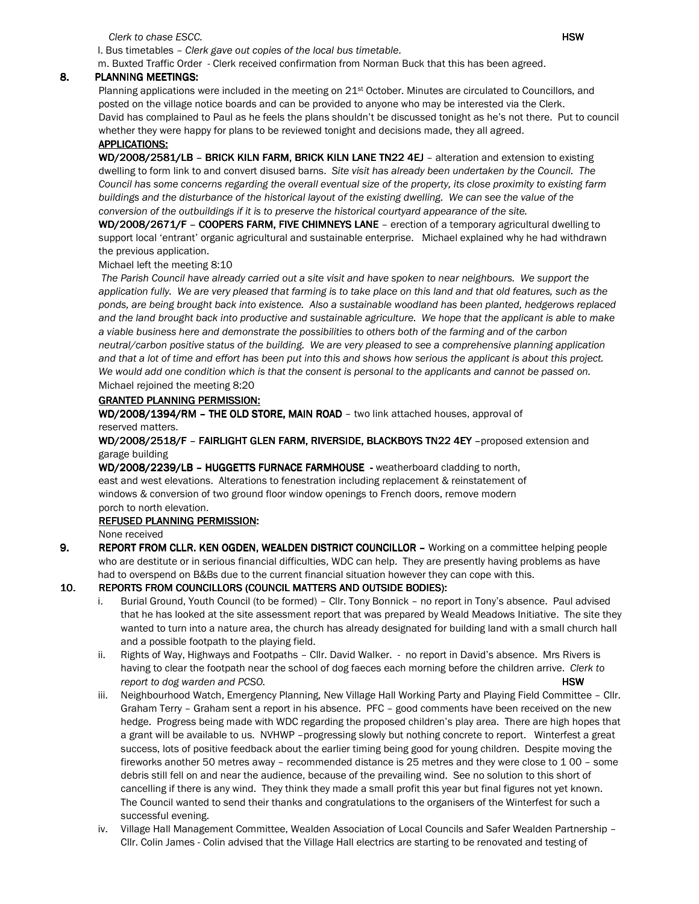*Clerk to chase ESCC.* **HSW**

l. Bus timetables – *Clerk gave out copies of the local bus timetable*.

m. Buxted Traffic Order - Clerk received confirmation from Norman Buck that this has been agreed.

**8. PLANNING MEETINGS:**

Planning applications were included in the meeting on 21st October. Minutes are circulated to Councillors, and posted on the village notice boards and can be provided to anyone who may be interested via the Clerk.
David has complained to Paul as he feels the plans shouldn't be discussed tonight as he's not there. Put to council whether they were happy for plans to be reviewed tonight and decisions made, they all agreed.

**APPLICATIONS:**

**WD/2008/2581/LB – BRICK KILN FARM, BRICK KILN LANE TN22 4EJ** – alteration and extension to existing dwelling to form link to and convert disused barns. *Site visit has already been undertaken by the Council. The Council has some concerns regarding the overall eventual size of the property, its close proximity to existing farm buildings and the disturbance of the historical layout of the existing dwelling. We can see the value of the conversion of the outbuildings if it is to preserve the historical courtyard appearance of the site.*

**WD/2008/2671/F – COOPERS FARM, FIVE CHIMNEYS LANE** – erection of a temporary agricultural dwelling to support local 'entrant' organic agricultural and sustainable enterprise. Michael explained why he had withdrawn the previous application.

Michael left the meeting 8:10

*The Parish Council have already carried out a site visit and have spoken to near neighbours. We support the application fully. We are very pleased that farming is to take place on this land and that old features, such as the ponds, are being brought back into existence. Also a sustainable woodland has been planted, hedgerows replaced and the land brought back into productive and sustainable agriculture. We hope that the applicant is able to make a viable business here and demonstrate the possibilities to others both of the farming and of the carbon neutral/carbon positive status of the building. We are very pleased to see a comprehensive planning application and that a lot of time and effort has been put into this and shows how serious the applicant is about this project. We would add one condition which is that the consent is personal to the applicants and cannot be passed on.*

Michael rejoined the meeting 8:20

**GRANTED PLANNING PERMISSION:**

**WD/2008/1394/RM – THE OLD STORE, MAIN ROAD** – two link attached houses, approval of reserved matters.

**WD/2008/2518/F – FAIRLIGHT GLEN FARM, RIVERSIDE, BLACKBOYS TN22 4EY** –proposed extension and garage building

**WD/2008/2239/LB – HUGGETTS FURNACE FARMHOUSE** - weatherboard cladding to north, east and west elevations. Alterations to fenestration including replacement & reinstatement of windows & conversion of two ground floor window openings to French doors, remove modern porch to north elevation.

**REFUSED PLANNING PERMISSION:**

None received

**9. REPORT FROM CLLR. KEN OGDEN, WEALDEN DISTRICT COUNCILLOR –** Working on a committee helping people who are destitute or in serious financial difficulties, WDC can help. They are presently having problems as have had to overspend on B&Bs due to the current financial situation however they can cope with this.

**10. REPORTS FROM COUNCILLORS (COUNCIL MATTERS AND OUTSIDE BODIES):**

i. Burial Ground, Youth Council (to be formed) – Cllr. Tony Bonnick – no report in Tony's absence. Paul advised that he has looked at the site assessment report that was prepared by Weald Meadows Initiative. The site they wanted to turn into a nature area, the church has already designated for building land with a small church hall and a possible footpath to the playing field.

ii. Rights of Way, Highways and Footpaths – Cllr. David Walker. - no report in David's absence. Mrs Rivers is having to clear the footpath near the school of dog faeces each morning before the children arrive. *Clerk to report to dog warden and PCSO.* **HSW**

iii. Neighbourhood Watch, Emergency Planning, New Village Hall Working Party and Playing Field Committee – Cllr. Graham Terry – Graham sent a report in his absence. PFC – good comments have been received on the new hedge. Progress being made with WDC regarding the proposed children's play area. There are high hopes that a grant will be available to us. NVHWP –progressing slowly but nothing concrete to report. Winterfest a great success, lots of positive feedback about the earlier timing being good for young children. Despite moving the fireworks another 50 metres away – recommended distance is 25 metres and they were close to 1 00 – some debris still fell on and near the audience, because of the prevailing wind. See no solution to this short of cancelling if there is any wind. They think they made a small profit this year but final figures not yet known. The Council wanted to send their thanks and congratulations to the organisers of the Winterfest for such a successful evening.

iv. Village Hall Management Committee, Wealden Association of Local Councils and Safer Wealden Partnership – Cllr. Colin James - Colin advised that the Village Hall electrics are starting to be renovated and testing of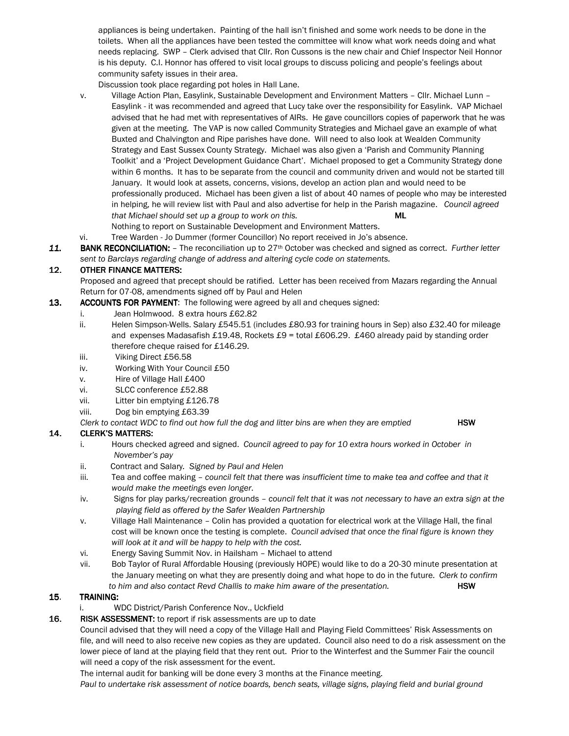appliances is being undertaken. Painting of the hall isn't finished and some work needs to be done in the toilets. When all the appliances have been tested the committee will know what work needs doing and what needs replacing. SWP – Clerk advised that Cllr. Ron Cussons is the new chair and Chief Inspector Neil Honnor is his deputy. C.I. Honnor has offered to visit local groups to discuss policing and people's feelings about community safety issues in their area.

Discussion took place regarding pot holes in Hall Lane.

v. Village Action Plan, Easylink, Sustainable Development and Environment Matters – Cllr. Michael Lunn – Easylink - it was recommended and agreed that Lucy take over the responsibility for Easylink. VAP Michael advised that he had met with representatives of AIRs. He gave councillors copies of paperwork that he was given at the meeting. The VAP is now called Community Strategies and Michael gave an example of what Buxted and Chalvington and Ripe parishes have done. Will need to also look at Wealden Community Strategy and East Sussex County Strategy. Michael was also given a 'Parish and Community Planning Toolkit' and a 'Project Development Guidance Chart'. Michael proposed to get a Community Strategy done within 6 months. It has to be separate from the council and community driven and would not be started till January. It would look at assets, concerns, visions, develop an action plan and would need to be professionally produced. Michael has been given a list of about 40 names of people who may be interested in helping, he will review list with Paul and also advertise for help in the Parish magazine. *Council agreed that Michael should set up a group to work on this.* **ML**

Nothing to report on Sustainable Development and Environment Matters.

vi. Tree Warden - Jo Dummer (former Councillor) No report received in Jo's absence.

***11.*** **BANK RECONCILIATION:** – The reconciliation up to 27th October was checked and signed as correct. *Further letter sent to Barclays regarding change of address and altering cycle code on statements.*

**12. OTHER FINANCE MATTERS:**

Proposed and agreed that precept should be ratified. Letter has been received from Mazars regarding the Annual Return for 07-08, amendments signed off by Paul and Helen

**13. ACCOUNTS FOR PAYMENT**: The following were agreed by all and cheques signed:

i. Jean Holmwood. 8 extra hours £62.82
ii. Helen Simpson-Wells. Salary £545.51 (includes £80.93 for training hours in Sep) also £32.40 for mileage and expenses Madasafish £19.48, Rockets £9 = total £606.29. £460 already paid by standing order therefore cheque raised for £146.29.
iii. Viking Direct £56.58
iv. Working With Your Council £50
v. Hire of Village Hall £400
vi. SLCC conference £52.88
vii. Litter bin emptying £126.78
viii. Dog bin emptying £63.39

*Clerk to contact WDC to find out how full the dog and litter bins are when they are emptied* **HSW**

**14. CLERK'S MATTERS:**

i. Hours checked agreed and signed. *Council agreed to pay for 10 extra hours worked in October in November's pay*
ii. Contract and Salary. *Signed by Paul and Helen*
iii. Tea and coffee making – *council felt that there was insufficient time to make tea and coffee and that it would make the meetings even longer*.
iv. Signs for play parks/recreation grounds – *council felt that it was not necessary to have an extra sign at the playing field as offered by the Safer Wealden Partnership*
v. Village Hall Maintenance – Colin has provided a quotation for electrical work at the Village Hall, the final cost will be known once the testing is complete. *Council advised that once the final figure is known they will look at it and will be happy to help with the cost.*
vi. Energy Saving Summit Nov. in Hailsham – Michael to attend
vii. Bob Taylor of Rural Affordable Housing (previously HOPE) would like to do a 20-30 minute presentation at the January meeting on what they are presently doing and what hope to do in the future. *Clerk to confirm to him and also contact Revd Challis to make him aware of the presentation.* **HSW**

**15. TRAINING:**

i. WDC District/Parish Conference Nov., Uckfield

**16. RISK ASSESSMENT:** to report if risk assessments are up to date

Council advised that they will need a copy of the Village Hall and Playing Field Committees' Risk Assessments on file, and will need to also receive new copies as they are updated. Council also need to do a risk assessment on the lower piece of land at the playing field that they rent out. Prior to the Winterfest and the Summer Fair the council will need a copy of the risk assessment for the event.

The internal audit for banking will be done every 3 months at the Finance meeting.

*Paul to undertake risk assessment of notice boards, bench seats, village signs, playing field and burial ground*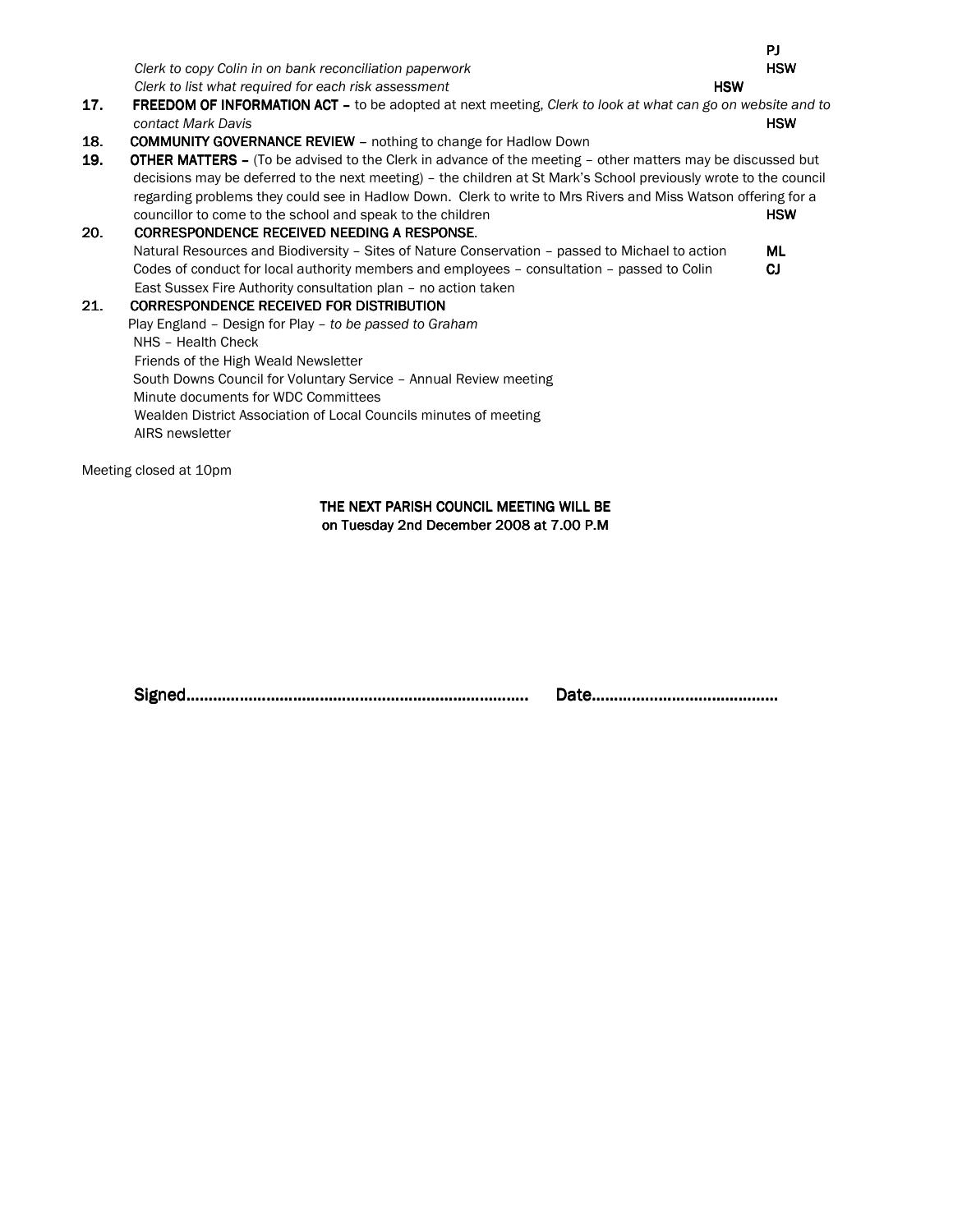PJ

*Clerk to copy Colin in on bank reconciliation paperwork* **HSW**

*Clerk to list what required for each risk assessment* **HSW**

**17.** **FREEDOM OF INFORMATION ACT –** to be adopted at next meeting, *Clerk to look at what can go on website and to contact Mark Davis* **HSW**

**18.** **COMMUNITY GOVERNANCE REVIEW** – nothing to change for Hadlow Down

**19.** **OTHER MATTERS –** (To be advised to the Clerk in advance of the meeting – other matters may be discussed but decisions may be deferred to the next meeting) – the children at St Mark's School previously wrote to the council regarding problems they could see in Hadlow Down. Clerk to write to Mrs Rivers and Miss Watson offering for a councillor to come to the school and speak to the children **HSW**

**20.** **CORRESPONDENCE RECEIVED NEEDING A RESPONSE**.

Natural Resources and Biodiversity – Sites of Nature Conservation – passed to Michael to action **ML**

Codes of conduct for local authority members and employees – consultation – passed to Colin **CJ**

East Sussex Fire Authority consultation plan – no action taken

**21.** **CORRESPONDENCE RECEIVED FOR DISTRIBUTION**

Play England – Design for Play – *to be passed to Graham*

NHS – Health Check

Friends of the High Weald Newsletter

South Downs Council for Voluntary Service – Annual Review meeting

Minute documents for WDC Committees

Wealden District Association of Local Councils minutes of meeting

AIRS newsletter

Meeting closed at 10pm

**THE NEXT PARISH COUNCIL MEETING WILL BE**
**on Tuesday 2nd December 2008 at 7.00 P.M**

**Signed……………………………………………………………… Date……………………………………**